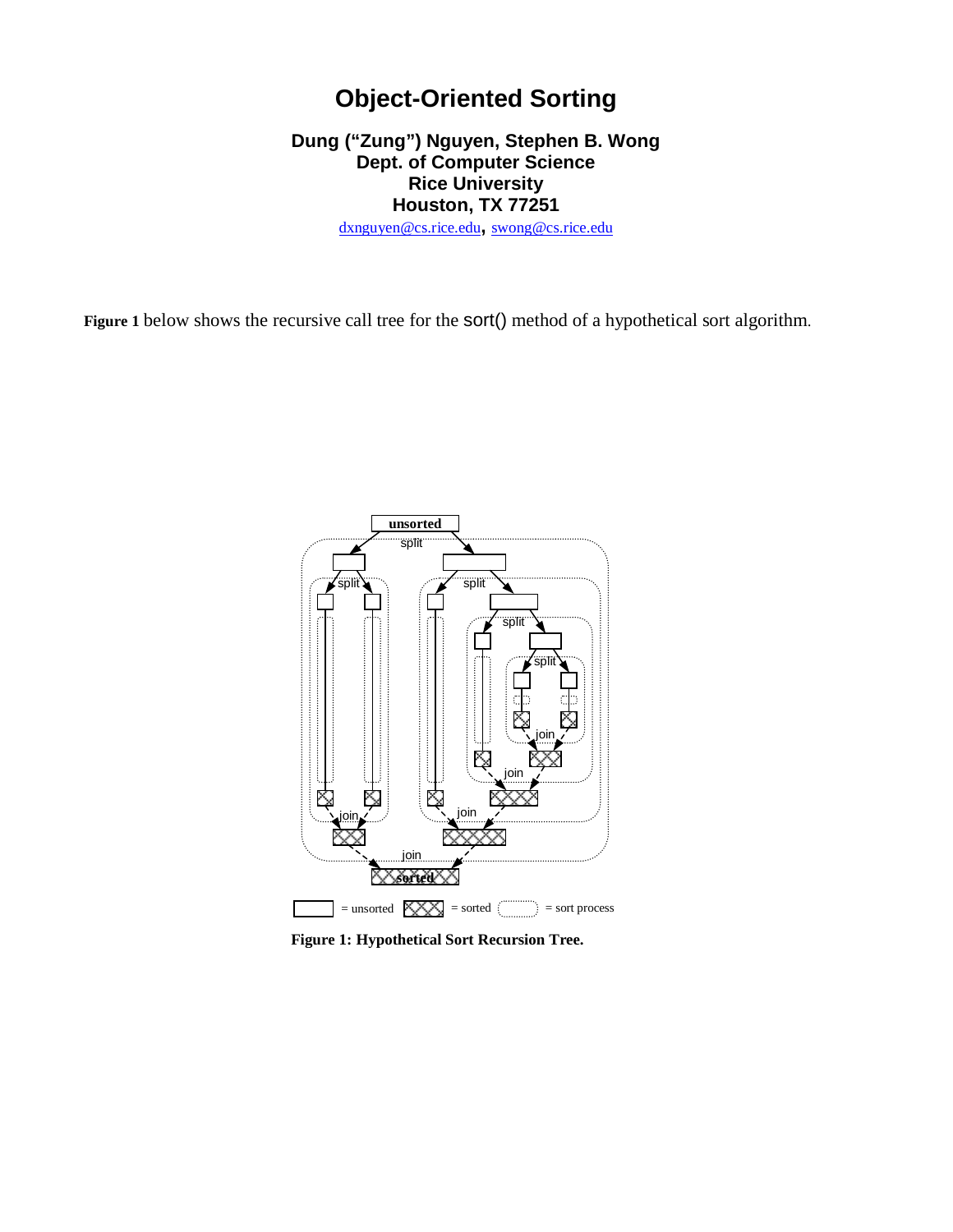# Object-Oriented Sorting

**Dung ("Zung") Nguyen, Stephen B. Wong**
**Dept. of Computer Science**
**Rice University**
**Houston, TX 77251**

dxnguyen@cs.rice.edu, swong@cs.rice.edu

**Figure 1** below shows the recursive call tree for the sort() method of a hypothetical sort algorithm.

**Figure 1: Hypothetical Sort Recursion Tree.**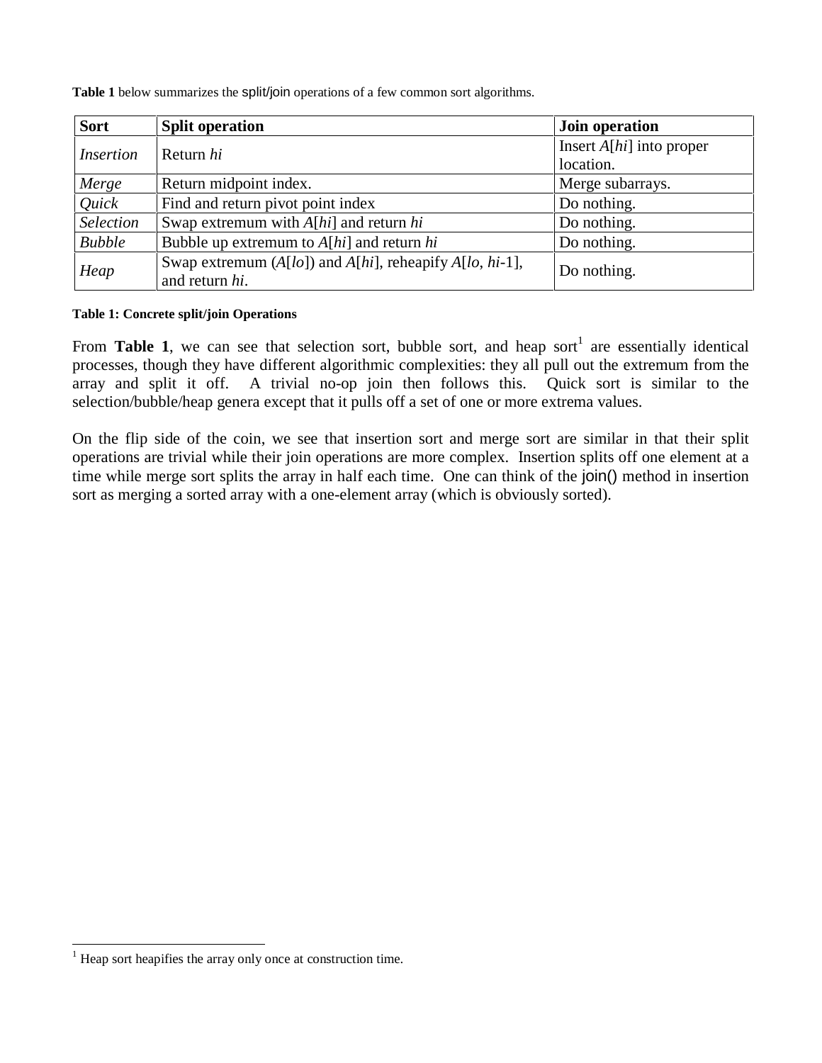**Table 1** below summarizes the split/join operations of a few common sort algorithms.

| **Sort** | **Split operation** | **Join operation** |
|---|---|---|
| *Insertion* | Return *hi* | Insert *A*[*hi*] into proper location. |
| *Merge* | Return midpoint index. | Merge subarrays. |
| *Quick* | Find and return pivot point index | Do nothing. |
| *Selection* | Swap extremum with *A*[*hi*] and return *hi* | Do nothing. |
| *Bubble* | Bubble up extremum to *A*[*hi*] and return *hi* | Do nothing. |
| *Heap* | Swap extremum (*A*[*lo*]) and *A*[*hi*], reheapify *A*[*lo*, *hi*-1], and return *hi*. | Do nothing. |

**Table 1: Concrete split/join Operations**

From **Table 1**, we can see that selection sort, bubble sort, and heap sort[1] are essentially identical processes, though they have different algorithmic complexities: they all pull out the extremum from the array and split it off. A trivial no-op join then follows this. Quick sort is similar to the selection/bubble/heap genera except that it pulls off a set of one or more extrema values.

On the flip side of the coin, we see that insertion sort and merge sort are similar in that their split operations are trivial while their join operations are more complex. Insertion splits off one element at a time while merge sort splits the array in half each time. One can think of the join() method in insertion sort as merging a sorted array with a one-element array (which is obviously sorted).

---

[1] Heap sort heapifies the array only once at construction time.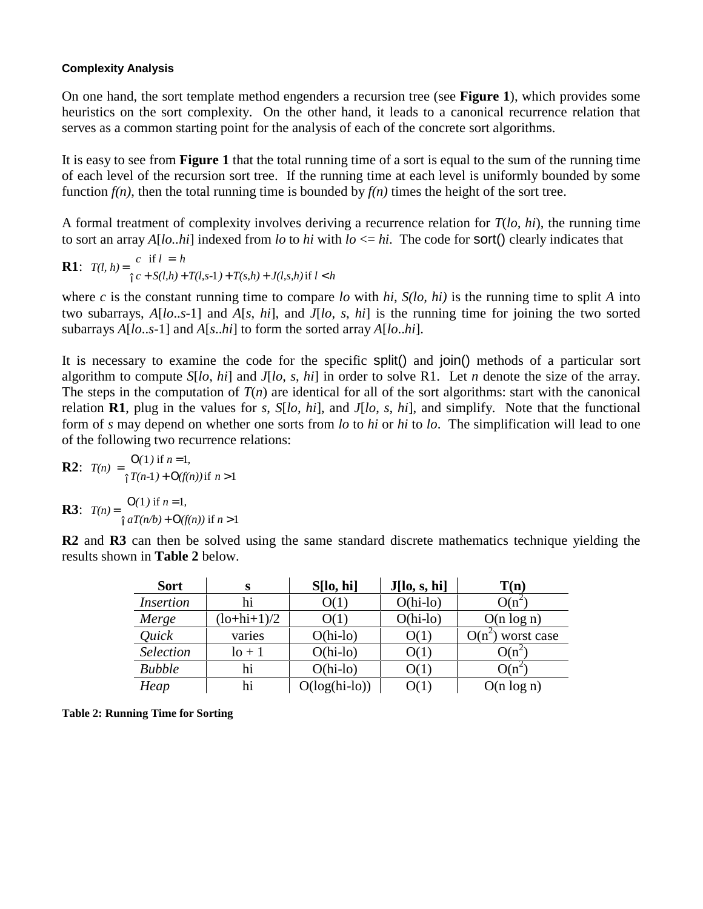#### Complexity Analysis

On one hand, the sort template method engenders a recursion tree (see **Figure 1**), which provides some heuristics on the sort complexity. On the other hand, it leads to a canonical recurrence relation that serves as a common starting point for the analysis of each of the concrete sort algorithms.

It is easy to see from **Figure 1** that the total running time of a sort is equal to the sum of the running time of each level of the recursion sort tree. If the running time at each level is uniformly bounded by some function *f(n)*, then the total running time is bounded by *f(n)* times the height of the sort tree.

A formal treatment of complexity involves deriving a recurrence relation for *T*(*lo*, *hi*), the running time to sort an array *A*[*lo*..*hi*] indexed from *lo* to *hi* with *lo* <= *hi*. The code for sort() clearly indicates that

**R1**: $$T(l, h) = \begin{cases} c & \text{if } l = h \\ c + S(l,h) + T(l,s\text{-}1) + T(s,h) + J(l,s,h) & \text{if } l < h \end{cases}$$

where *c* is the constant running time to compare *lo* with *hi*, *S(lo, hi)* is the running time to split *A* into two subarrays, *A*[*lo*..*s*-1] and *A*[*s*, *hi*], and *J*[*lo*, *s*, *hi*] is the running time for joining the two sorted subarrays *A*[*lo*..*s*-1] and *A*[*s*..*hi*] to form the sorted array *A*[*lo*..*hi*].

It is necessary to examine the code for the specific split() and join() methods of a particular sort algorithm to compute *S*[*lo*, *hi*] and *J*[*lo*, *s*, *hi*] in order to solve R1. Let *n* denote the size of the array. The steps in the computation of *T*(*n*) are identical for all of the sort algorithms: start with the canonical relation **R1**, plug in the values for *s*, *S*[*lo*, *hi*], and *J*[*lo*, *s*, *hi*], and simplify. Note that the functional form of *s* may depend on whether one sorts from *lo* to *hi* or *hi* to *lo*. The simplification will lead to one of the following two recurrence relations:

**R2**: $$T(n) = \begin{cases} O(1) & \text{if } n = 1, \\ T(n\text{-}1) + O(f(n)) & \text{if } n > 1 \end{cases}$$

**R3**: $$T(n) = \begin{cases} O(1) & \text{if } n = 1, \\ aT(n/b) + O(f(n)) & \text{if } n > 1 \end{cases}$$

**R2** and **R3** can then be solved using the same standard discrete mathematics technique yielding the results shown in **Table 2** below.

| Sort | s | S[lo, hi] | J[lo, s, hi] | T(n) |
|---|---|---|---|---|
| *Insertion* | hi | O(1) | O(hi-lo) | $O(n^2)$ |
| *Merge* | (lo+hi+1)/2 | O(1) | O(hi-lo) | O(n log n) |
| *Quick* | varies | O(hi-lo) | O(1) | $O(n^2)$ worst case |
| *Selection* | lo + 1 | O(hi-lo) | O(1) | $O(n^2)$ |
| *Bubble* | hi | O(hi-lo) | O(1) | $O(n^2)$ |
| *Heap* | hi | O(log(hi-lo)) | O(1) | O(n log n) |

**Table 2: Running Time for Sorting**